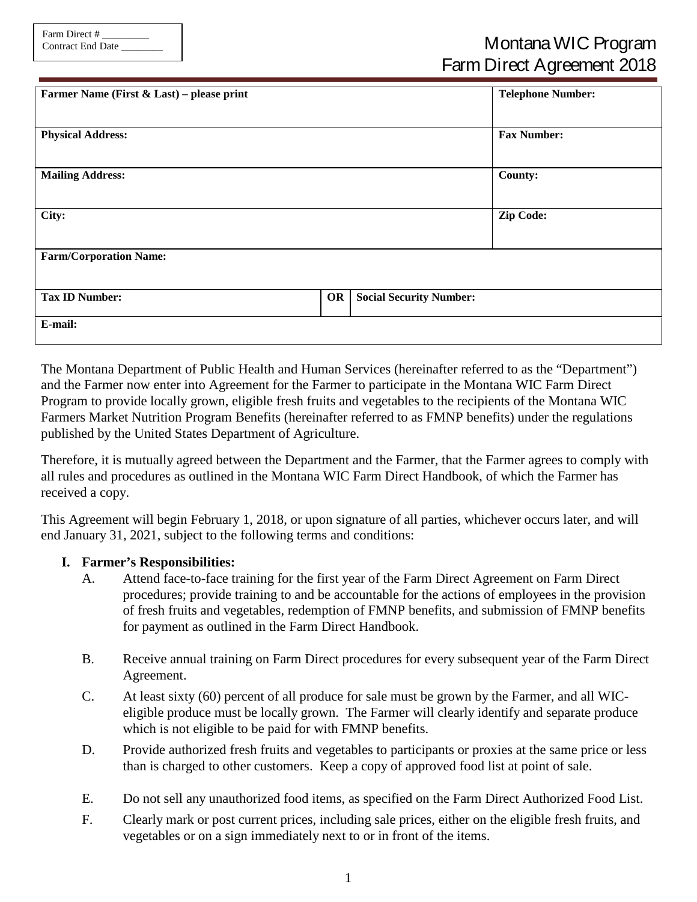Farm Direct # _________
Contract End Date ________

# Montana WIC Program
# Farm Direct Agreement 2018

| | | |
|---|---|---|
| **Farmer Name (First & Last) – please print** | | **Telephone Number:** |
| **Physical Address:** | | **Fax Number:** |
| **Mailing Address:** | | **County:** |
| **City:** | | **Zip Code:** |
| **Farm/Corporation Name:** | | |
| **Tax ID Number:** | **OR** | **Social Security Number:** |
| **E-mail:** | | |

The Montana Department of Public Health and Human Services (hereinafter referred to as the "Department") and the Farmer now enter into Agreement for the Farmer to participate in the Montana WIC Farm Direct Program to provide locally grown, eligible fresh fruits and vegetables to the recipients of the Montana WIC Farmers Market Nutrition Program Benefits (hereinafter referred to as FMNP benefits) under the regulations published by the United States Department of Agriculture.

Therefore, it is mutually agreed between the Department and the Farmer, that the Farmer agrees to comply with all rules and procedures as outlined in the Montana WIC Farm Direct Handbook, of which the Farmer has received a copy.

This Agreement will begin February 1, 2018, or upon signature of all parties, whichever occurs later, and will end January 31, 2021, subject to the following terms and conditions:

## I. Farmer's Responsibilities:

A. Attend face-to-face training for the first year of the Farm Direct Agreement on Farm Direct procedures; provide training to and be accountable for the actions of employees in the provision of fresh fruits and vegetables, redemption of FMNP benefits, and submission of FMNP benefits for payment as outlined in the Farm Direct Handbook.

B. Receive annual training on Farm Direct procedures for every subsequent year of the Farm Direct Agreement.

C. At least sixty (60) percent of all produce for sale must be grown by the Farmer, and all WIC-eligible produce must be locally grown. The Farmer will clearly identify and separate produce which is not eligible to be paid for with FMNP benefits.

D. Provide authorized fresh fruits and vegetables to participants or proxies at the same price or less than is charged to other customers. Keep a copy of approved food list at point of sale.

E. Do not sell any unauthorized food items, as specified on the Farm Direct Authorized Food List.

F. Clearly mark or post current prices, including sale prices, either on the eligible fresh fruits, and vegetables or on a sign immediately next to or in front of the items.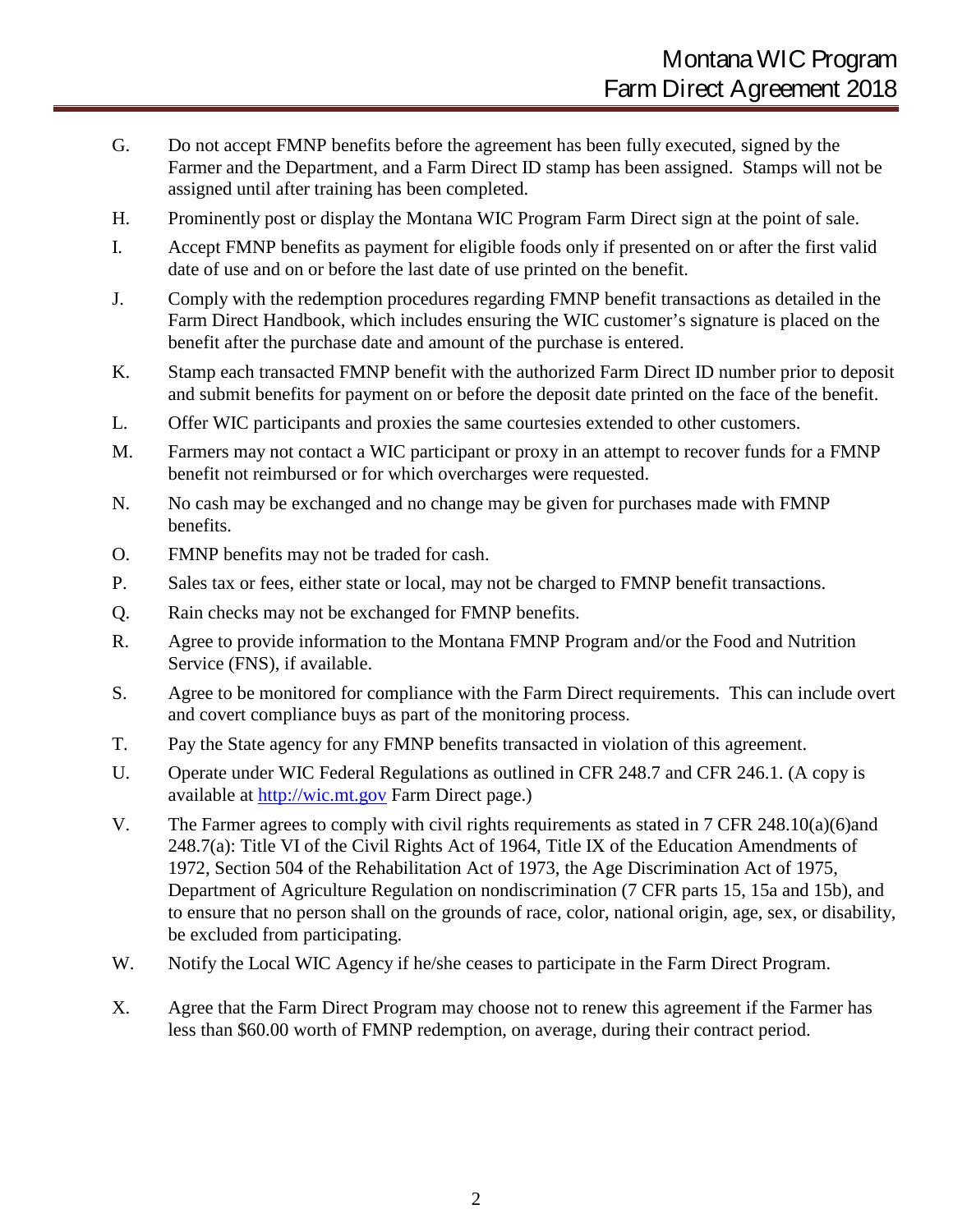G. Do not accept FMNP benefits before the agreement has been fully executed, signed by the Farmer and the Department, and a Farm Direct ID stamp has been assigned. Stamps will not be assigned until after training has been completed.

H. Prominently post or display the Montana WIC Program Farm Direct sign at the point of sale.

I. Accept FMNP benefits as payment for eligible foods only if presented on or after the first valid date of use and on or before the last date of use printed on the benefit.

J. Comply with the redemption procedures regarding FMNP benefit transactions as detailed in the Farm Direct Handbook, which includes ensuring the WIC customer's signature is placed on the benefit after the purchase date and amount of the purchase is entered.

K. Stamp each transacted FMNP benefit with the authorized Farm Direct ID number prior to deposit and submit benefits for payment on or before the deposit date printed on the face of the benefit.

L. Offer WIC participants and proxies the same courtesies extended to other customers.

M. Farmers may not contact a WIC participant or proxy in an attempt to recover funds for a FMNP benefit not reimbursed or for which overcharges were requested.

N. No cash may be exchanged and no change may be given for purchases made with FMNP benefits.

O. FMNP benefits may not be traded for cash.

P. Sales tax or fees, either state or local, may not be charged to FMNP benefit transactions.

Q. Rain checks may not be exchanged for FMNP benefits.

R. Agree to provide information to the Montana FMNP Program and/or the Food and Nutrition Service (FNS), if available.

S. Agree to be monitored for compliance with the Farm Direct requirements. This can include overt and covert compliance buys as part of the monitoring process.

T. Pay the State agency for any FMNP benefits transacted in violation of this agreement.

U. Operate under WIC Federal Regulations as outlined in CFR 248.7 and CFR 246.1. (A copy is available at http://wic.mt.gov Farm Direct page.)

V. The Farmer agrees to comply with civil rights requirements as stated in 7 CFR 248.10(a)(6)and 248.7(a): Title VI of the Civil Rights Act of 1964, Title IX of the Education Amendments of 1972, Section 504 of the Rehabilitation Act of 1973, the Age Discrimination Act of 1975, Department of Agriculture Regulation on nondiscrimination (7 CFR parts 15, 15a and 15b), and to ensure that no person shall on the grounds of race, color, national origin, age, sex, or disability, be excluded from participating.

W. Notify the Local WIC Agency if he/she ceases to participate in the Farm Direct Program.

X. Agree that the Farm Direct Program may choose not to renew this agreement if the Farmer has less than $60.00 worth of FMNP redemption, on average, during their contract period.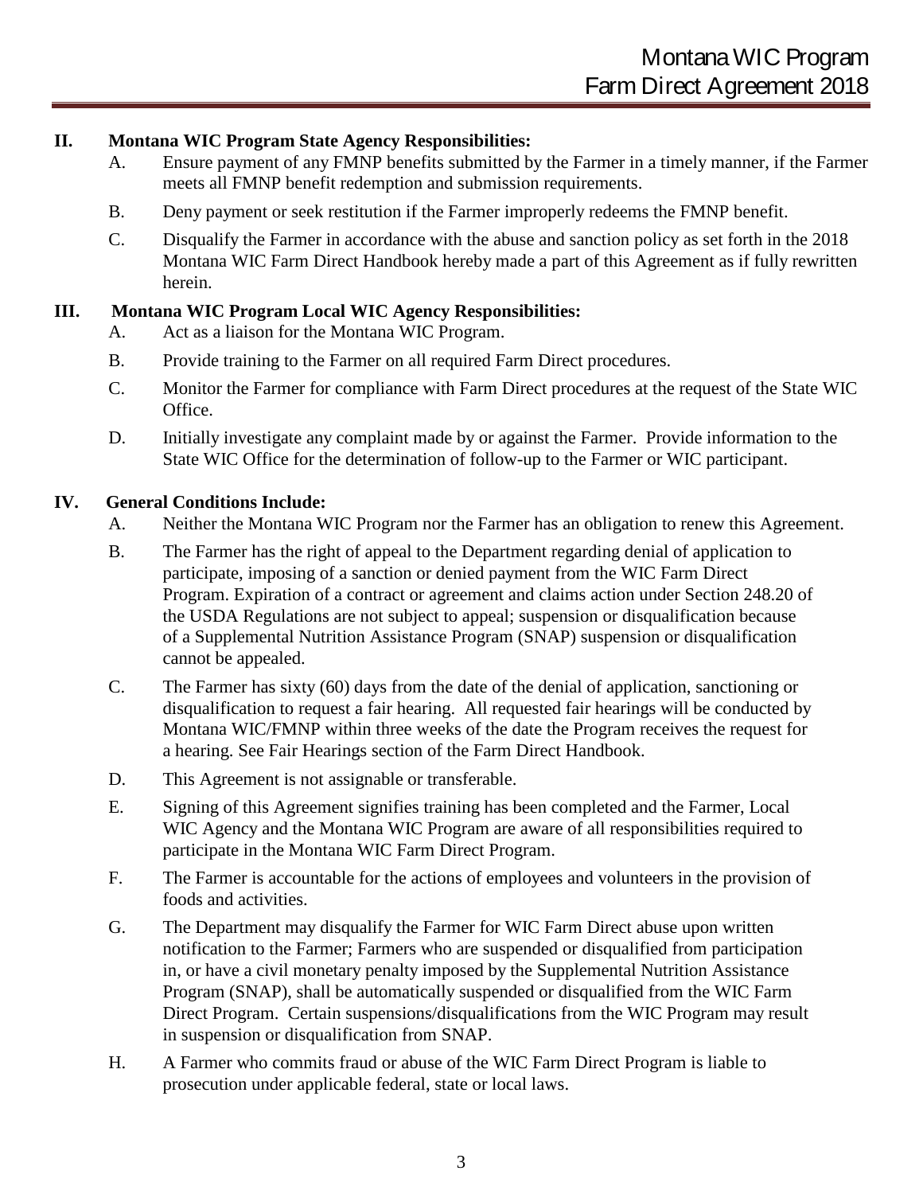## II. Montana WIC Program State Agency Responsibilities:

A. Ensure payment of any FMNP benefits submitted by the Farmer in a timely manner, if the Farmer meets all FMNP benefit redemption and submission requirements.

B. Deny payment or seek restitution if the Farmer improperly redeems the FMNP benefit.

C. Disqualify the Farmer in accordance with the abuse and sanction policy as set forth in the 2018 Montana WIC Farm Direct Handbook hereby made a part of this Agreement as if fully rewritten herein.

## III. Montana WIC Program Local WIC Agency Responsibilities:

A. Act as a liaison for the Montana WIC Program.

B. Provide training to the Farmer on all required Farm Direct procedures.

C. Monitor the Farmer for compliance with Farm Direct procedures at the request of the State WIC Office.

D. Initially investigate any complaint made by or against the Farmer. Provide information to the State WIC Office for the determination of follow-up to the Farmer or WIC participant.

## IV. General Conditions Include:

A. Neither the Montana WIC Program nor the Farmer has an obligation to renew this Agreement.

B. The Farmer has the right of appeal to the Department regarding denial of application to participate, imposing of a sanction or denied payment from the WIC Farm Direct Program. Expiration of a contract or agreement and claims action under Section 248.20 of the USDA Regulations are not subject to appeal; suspension or disqualification because of a Supplemental Nutrition Assistance Program (SNAP) suspension or disqualification cannot be appealed.

C. The Farmer has sixty (60) days from the date of the denial of application, sanctioning or disqualification to request a fair hearing. All requested fair hearings will be conducted by Montana WIC/FMNP within three weeks of the date the Program receives the request for a hearing. See Fair Hearings section of the Farm Direct Handbook.

D. This Agreement is not assignable or transferable.

E. Signing of this Agreement signifies training has been completed and the Farmer, Local WIC Agency and the Montana WIC Program are aware of all responsibilities required to participate in the Montana WIC Farm Direct Program.

F. The Farmer is accountable for the actions of employees and volunteers in the provision of foods and activities.

G. The Department may disqualify the Farmer for WIC Farm Direct abuse upon written notification to the Farmer; Farmers who are suspended or disqualified from participation in, or have a civil monetary penalty imposed by the Supplemental Nutrition Assistance Program (SNAP), shall be automatically suspended or disqualified from the WIC Farm Direct Program. Certain suspensions/disqualifications from the WIC Program may result in suspension or disqualification from SNAP.

H. A Farmer who commits fraud or abuse of the WIC Farm Direct Program is liable to prosecution under applicable federal, state or local laws.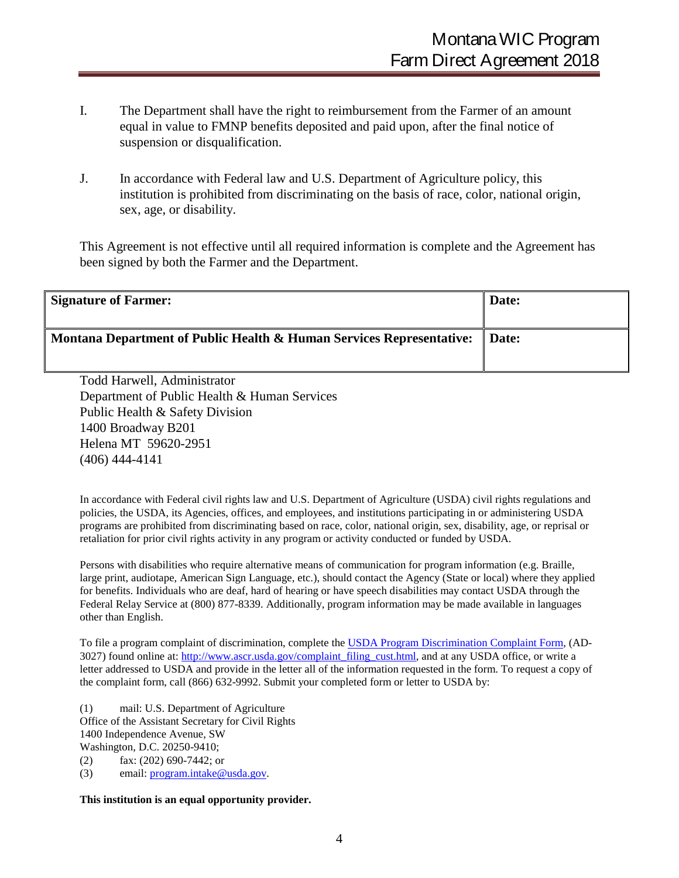I. The Department shall have the right to reimbursement from the Farmer of an amount equal in value to FMNP benefits deposited and paid upon, after the final notice of suspension or disqualification.

J. In accordance with Federal law and U.S. Department of Agriculture policy, this institution is prohibited from discriminating on the basis of race, color, national origin, sex, age, or disability.

This Agreement is not effective until all required information is complete and the Agreement has been signed by both the Farmer and the Department.

| | |
|---|---|
| **Signature of Farmer:** | **Date:** |
| **Montana Department of Public Health & Human Services Representative:** | **Date:** |

Todd Harwell, Administrator
Department of Public Health & Human Services
Public Health & Safety Division
1400 Broadway B201
Helena MT 59620-2951
(406) 444-4141

In accordance with Federal civil rights law and U.S. Department of Agriculture (USDA) civil rights regulations and policies, the USDA, its Agencies, offices, and employees, and institutions participating in or administering USDA programs are prohibited from discriminating based on race, color, national origin, sex, disability, age, or reprisal or retaliation for prior civil rights activity in any program or activity conducted or funded by USDA.

Persons with disabilities who require alternative means of communication for program information (e.g. Braille, large print, audiotape, American Sign Language, etc.), should contact the Agency (State or local) where they applied for benefits. Individuals who are deaf, hard of hearing or have speech disabilities may contact USDA through the Federal Relay Service at (800) 877-8339. Additionally, program information may be made available in languages other than English.

To file a program complaint of discrimination, complete the [USDA Program Discrimination Complaint Form](http://www.ascr.usda.gov/complaint_filing_cust.html), (AD-3027) found online at: [http://www.ascr.usda.gov/complaint_filing_cust.html](http://www.ascr.usda.gov/complaint_filing_cust.html), and at any USDA office, or write a letter addressed to USDA and provide in the letter all of the information requested in the form. To request a copy of the complaint form, call (866) 632-9992. Submit your completed form or letter to USDA by:

(1) mail: U.S. Department of Agriculture
Office of the Assistant Secretary for Civil Rights
1400 Independence Avenue, SW
Washington, D.C. 20250-9410;
(2) fax: (202) 690-7442; or
(3) email: [program.intake@usda.gov](mailto:program.intake@usda.gov).

**This institution is an equal opportunity provider.**